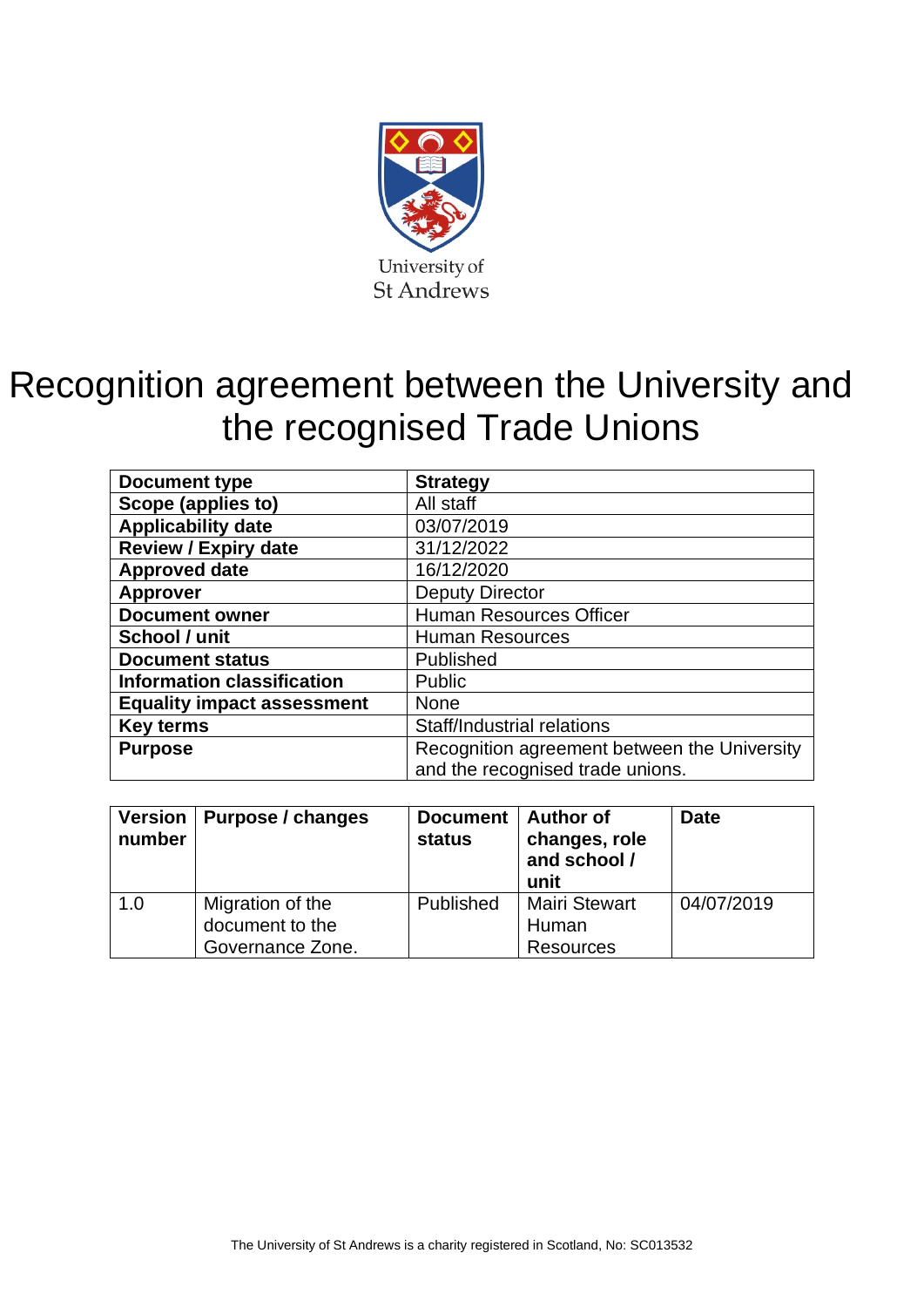University of St Andrews

# Recognition agreement between the University and the recognised Trade Unions

| Document type | Strategy |
|---|---|
| Scope (applies to) | All staff |
| Applicability date | 03/07/2019 |
| Review / Expiry date | 31/12/2022 |
| Approved date | 16/12/2020 |
| Approver | Deputy Director |
| Document owner | Human Resources Officer |
| School / unit | Human Resources |
| Document status | Published |
| Information classification | Public |
| Equality impact assessment | None |
| Key terms | Staff/Industrial relations |
| Purpose | Recognition agreement between the University and the recognised trade unions. |

| Version number | Purpose / changes | Document status | Author of changes, role and school / unit | Date |
|---|---|---|---|---|
| 1.0 | Migration of the document to the Governance Zone. | Published | Mairi Stewart Human Resources | 04/07/2019 |

The University of St Andrews is a charity registered in Scotland, No: SC013532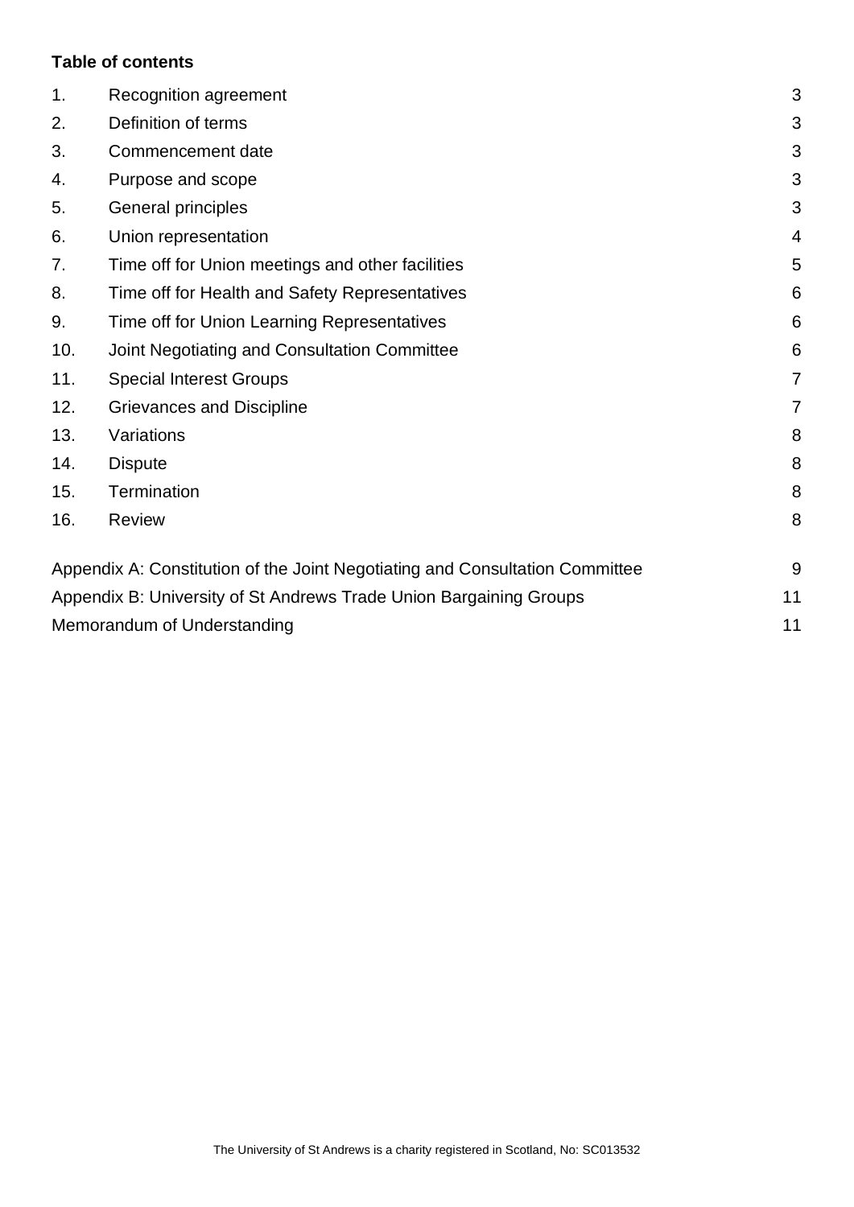**Table of contents**

| | | |
|---|---|---|
| 1. | Recognition agreement | 3 |
| 2. | Definition of terms | 3 |
| 3. | Commencement date | 3 |
| 4. | Purpose and scope | 3 |
| 5. | General principles | 3 |
| 6. | Union representation | 4 |
| 7. | Time off for Union meetings and other facilities | 5 |
| 8. | Time off for Health and Safety Representatives | 6 |
| 9. | Time off for Union Learning Representatives | 6 |
| 10. | Joint Negotiating and Consultation Committee | 6 |
| 11. | Special Interest Groups | 7 |
| 12. | Grievances and Discipline | 7 |
| 13. | Variations | 8 |
| 14. | Dispute | 8 |
| 15. | Termination | 8 |
| 16. | Review | 8 |

| | |
|---|---|
| Appendix A: Constitution of the Joint Negotiating and Consultation Committee | 9 |
| Appendix B: University of St Andrews Trade Union Bargaining Groups | 11 |
| Memorandum of Understanding | 11 |

The University of St Andrews is a charity registered in Scotland, No: SC013532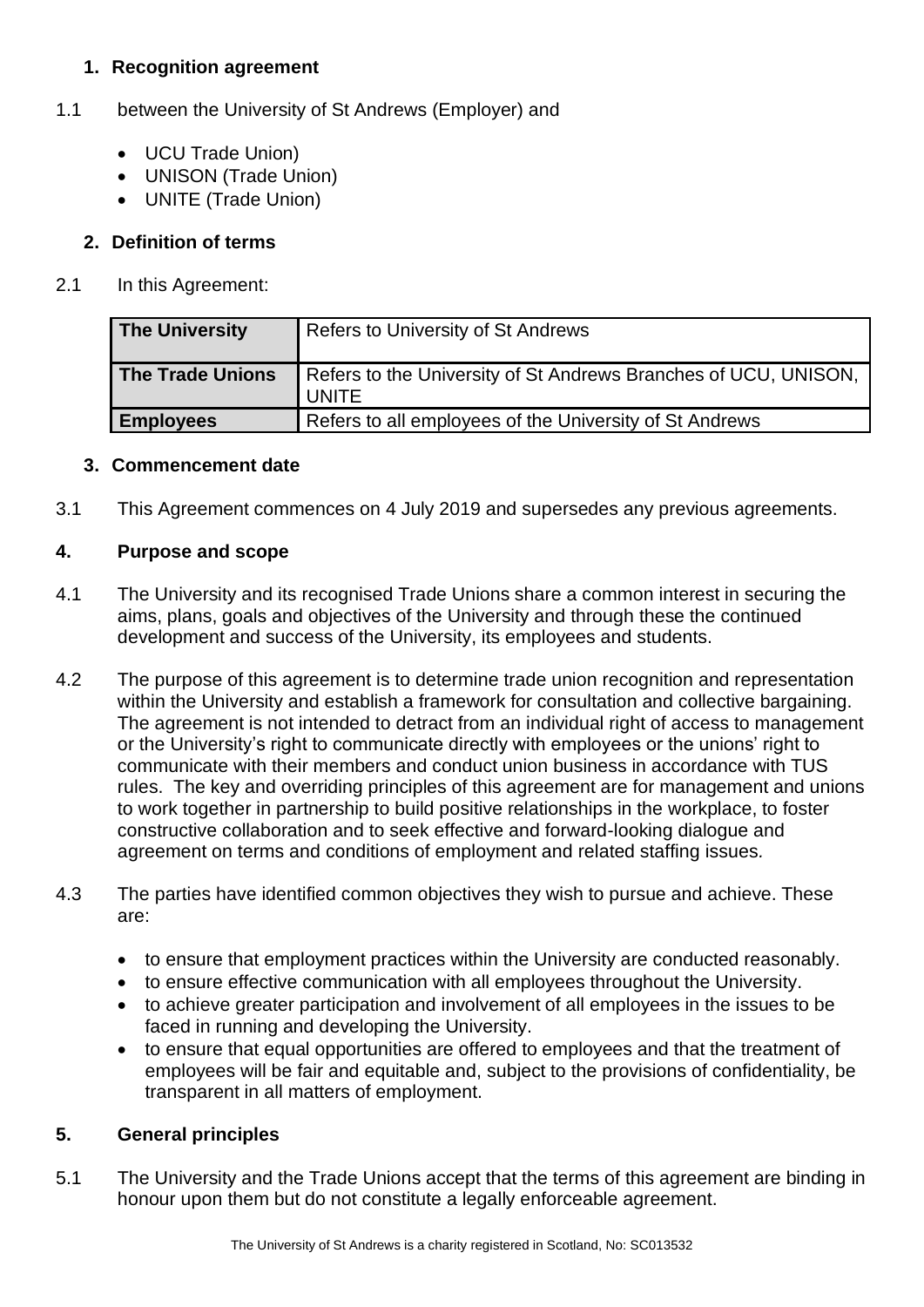## 1. Recognition agreement

1.1 between the University of St Andrews (Employer) and

- UCU Trade Union)
- UNISON (Trade Union)
- UNITE (Trade Union)

## 2. Definition of terms

2.1 In this Agreement:

| | |
|---|---|
| **The University** | Refers to University of St Andrews |
| **The Trade Unions** | Refers to the University of St Andrews Branches of UCU, UNISON, UNITE |
| **Employees** | Refers to all employees of the University of St Andrews |

## 3. Commencement date

3.1 This Agreement commences on 4 July 2019 and supersedes any previous agreements.

## 4. Purpose and scope

4.1 The University and its recognised Trade Unions share a common interest in securing the aims, plans, goals and objectives of the University and through these the continued development and success of the University, its employees and students.

4.2 The purpose of this agreement is to determine trade union recognition and representation within the University and establish a framework for consultation and collective bargaining. The agreement is not intended to detract from an individual right of access to management or the University's right to communicate directly with employees or the unions' right to communicate with their members and conduct union business in accordance with TUS rules. The key and overriding principles of this agreement are for management and unions to work together in partnership to build positive relationships in the workplace, to foster constructive collaboration and to seek effective and forward-looking dialogue and agreement on terms and conditions of employment and related staffing issues.

4.3 The parties have identified common objectives they wish to pursue and achieve. These are:

- to ensure that employment practices within the University are conducted reasonably.
- to ensure effective communication with all employees throughout the University.
- to achieve greater participation and involvement of all employees in the issues to be faced in running and developing the University.
- to ensure that equal opportunities are offered to employees and that the treatment of employees will be fair and equitable and, subject to the provisions of confidentiality, be transparent in all matters of employment.

## 5. General principles

5.1 The University and the Trade Unions accept that the terms of this agreement are binding in honour upon them but do not constitute a legally enforceable agreement.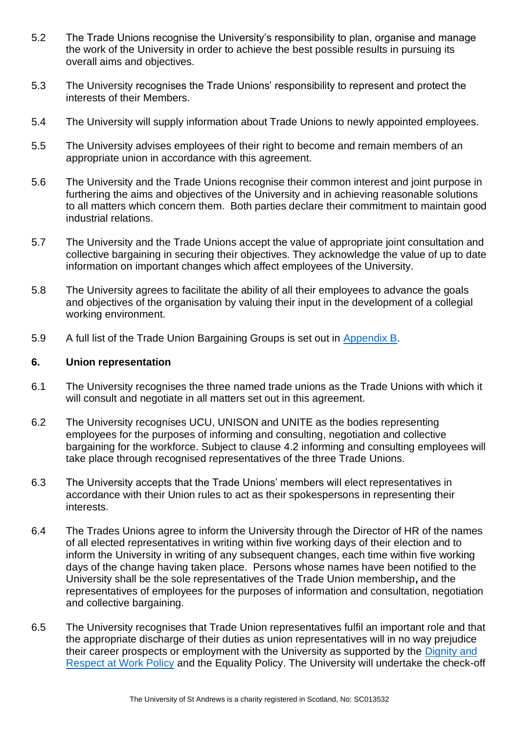5.2 The Trade Unions recognise the University's responsibility to plan, organise and manage the work of the University in order to achieve the best possible results in pursuing its overall aims and objectives.

5.3 The University recognises the Trade Unions' responsibility to represent and protect the interests of their Members.

5.4 The University will supply information about Trade Unions to newly appointed employees.

5.5 The University advises employees of their right to become and remain members of an appropriate union in accordance with this agreement.

5.6 The University and the Trade Unions recognise their common interest and joint purpose in furthering the aims and objectives of the University and in achieving reasonable solutions to all matters which concern them. Both parties declare their commitment to maintain good industrial relations.

5.7 The University and the Trade Unions accept the value of appropriate joint consultation and collective bargaining in securing their objectives. They acknowledge the value of up to date information on important changes which affect employees of the University.

5.8 The University agrees to facilitate the ability of all their employees to advance the goals and objectives of the organisation by valuing their input in the development of a collegial working environment.

5.9 A full list of the Trade Union Bargaining Groups is set out in [Appendix B](#).

## 6. Union representation

6.1 The University recognises the three named trade unions as the Trade Unions with which it will consult and negotiate in all matters set out in this agreement.

6.2 The University recognises UCU, UNISON and UNITE as the bodies representing employees for the purposes of informing and consulting, negotiation and collective bargaining for the workforce. Subject to clause 4.2 informing and consulting employees will take place through recognised representatives of the three Trade Unions.

6.3 The University accepts that the Trade Unions' members will elect representatives in accordance with their Union rules to act as their spokespersons in representing their interests.

6.4 The Trades Unions agree to inform the University through the Director of HR of the names of all elected representatives in writing within five working days of their election and to inform the University in writing of any subsequent changes, each time within five working days of the change having taken place. Persons whose names have been notified to the University shall be the sole representatives of the Trade Union membership**,** and the representatives of employees for the purposes of information and consultation, negotiation and collective bargaining.

6.5 The University recognises that Trade Union representatives fulfil an important role and that the appropriate discharge of their duties as union representatives will in no way prejudice their career prospects or employment with the University as supported by the [Dignity and Respect at Work Policy](#) and the Equality Policy. The University will undertake the check-off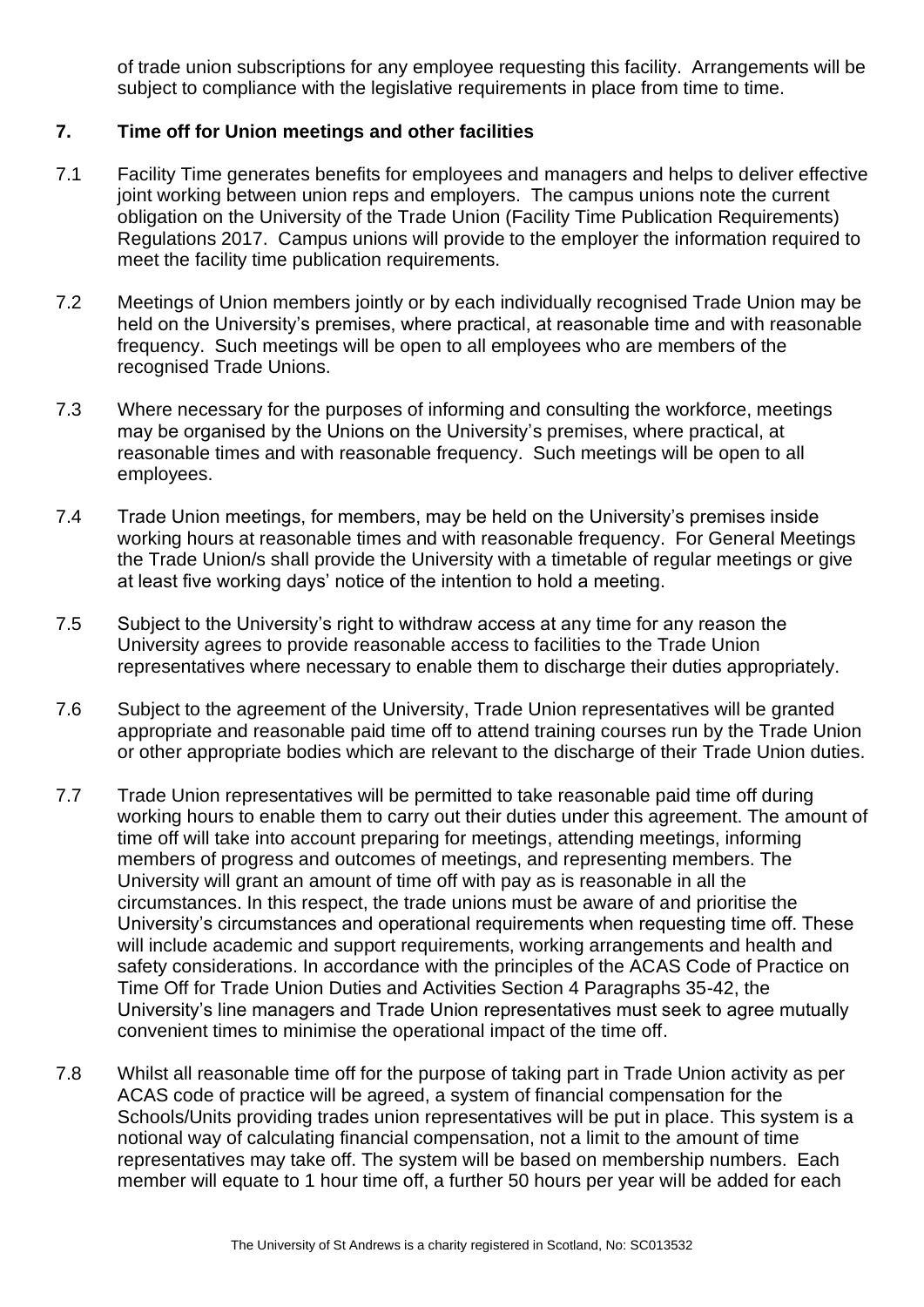of trade union subscriptions for any employee requesting this facility. Arrangements will be subject to compliance with the legislative requirements in place from time to time.

## 7. Time off for Union meetings and other facilities

7.1 Facility Time generates benefits for employees and managers and helps to deliver effective joint working between union reps and employers. The campus unions note the current obligation on the University of the Trade Union (Facility Time Publication Requirements) Regulations 2017. Campus unions will provide to the employer the information required to meet the facility time publication requirements.

7.2 Meetings of Union members jointly or by each individually recognised Trade Union may be held on the University's premises, where practical, at reasonable time and with reasonable frequency. Such meetings will be open to all employees who are members of the recognised Trade Unions.

7.3 Where necessary for the purposes of informing and consulting the workforce, meetings may be organised by the Unions on the University's premises, where practical, at reasonable times and with reasonable frequency. Such meetings will be open to all employees.

7.4 Trade Union meetings, for members, may be held on the University's premises inside working hours at reasonable times and with reasonable frequency. For General Meetings the Trade Union/s shall provide the University with a timetable of regular meetings or give at least five working days' notice of the intention to hold a meeting.

7.5 Subject to the University's right to withdraw access at any time for any reason the University agrees to provide reasonable access to facilities to the Trade Union representatives where necessary to enable them to discharge their duties appropriately.

7.6 Subject to the agreement of the University, Trade Union representatives will be granted appropriate and reasonable paid time off to attend training courses run by the Trade Union or other appropriate bodies which are relevant to the discharge of their Trade Union duties.

7.7 Trade Union representatives will be permitted to take reasonable paid time off during working hours to enable them to carry out their duties under this agreement. The amount of time off will take into account preparing for meetings, attending meetings, informing members of progress and outcomes of meetings, and representing members. The University will grant an amount of time off with pay as is reasonable in all the circumstances. In this respect, the trade unions must be aware of and prioritise the University's circumstances and operational requirements when requesting time off. These will include academic and support requirements, working arrangements and health and safety considerations. In accordance with the principles of the ACAS Code of Practice on Time Off for Trade Union Duties and Activities Section 4 Paragraphs 35-42, the University's line managers and Trade Union representatives must seek to agree mutually convenient times to minimise the operational impact of the time off.

7.8 Whilst all reasonable time off for the purpose of taking part in Trade Union activity as per ACAS code of practice will be agreed, a system of financial compensation for the Schools/Units providing trades union representatives will be put in place. This system is a notional way of calculating financial compensation, not a limit to the amount of time representatives may take off. The system will be based on membership numbers. Each member will equate to 1 hour time off, a further 50 hours per year will be added for each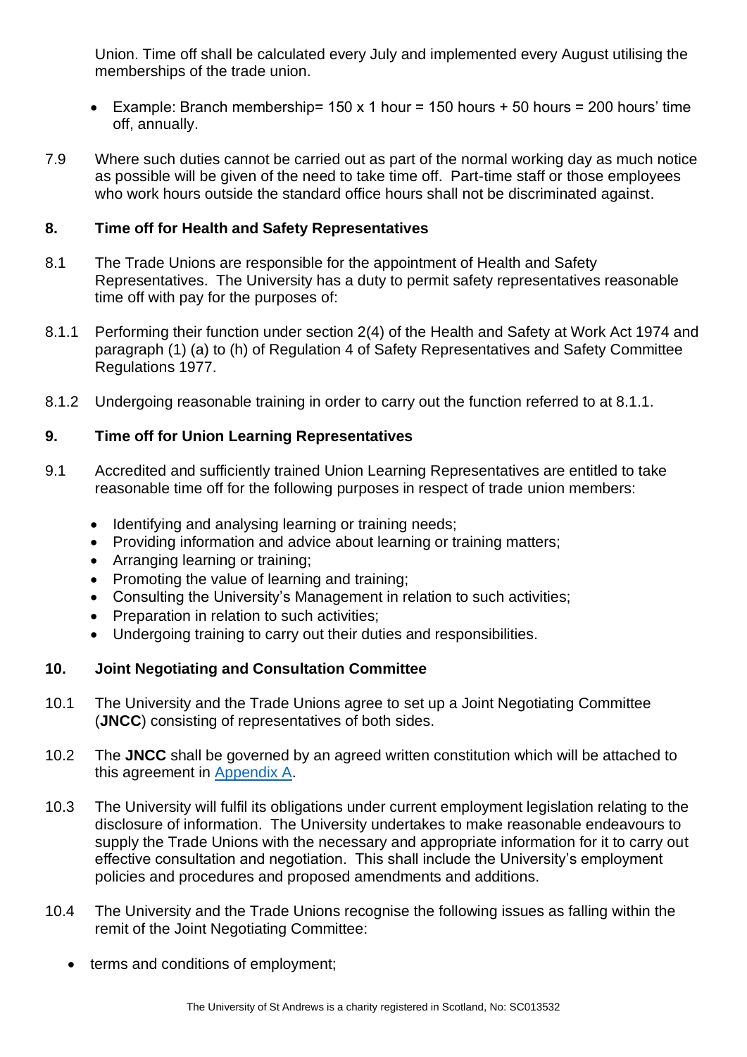Union. Time off shall be calculated every July and implemented every August utilising the memberships of the trade union.

- Example: Branch membership= 150 x 1 hour = 150 hours + 50 hours = 200 hours' time off, annually.

7.9 Where such duties cannot be carried out as part of the normal working day as much notice as possible will be given of the need to take time off. Part-time staff or those employees who work hours outside the standard office hours shall not be discriminated against.

## 8. Time off for Health and Safety Representatives

8.1 The Trade Unions are responsible for the appointment of Health and Safety Representatives. The University has a duty to permit safety representatives reasonable time off with pay for the purposes of:

8.1.1 Performing their function under section 2(4) of the Health and Safety at Work Act 1974 and paragraph (1) (a) to (h) of Regulation 4 of Safety Representatives and Safety Committee Regulations 1977.

8.1.2 Undergoing reasonable training in order to carry out the function referred to at 8.1.1.

## 9. Time off for Union Learning Representatives

9.1 Accredited and sufficiently trained Union Learning Representatives are entitled to take reasonable time off for the following purposes in respect of trade union members:

- Identifying and analysing learning or training needs;
- Providing information and advice about learning or training matters;
- Arranging learning or training;
- Promoting the value of learning and training;
- Consulting the University's Management in relation to such activities;
- Preparation in relation to such activities;
- Undergoing training to carry out their duties and responsibilities.

## 10. Joint Negotiating and Consultation Committee

10.1 The University and the Trade Unions agree to set up a Joint Negotiating Committee (**JNCC**) consisting of representatives of both sides.

10.2 The **JNCC** shall be governed by an agreed written constitution which will be attached to this agreement in Appendix A.

10.3 The University will fulfil its obligations under current employment legislation relating to the disclosure of information. The University undertakes to make reasonable endeavours to supply the Trade Unions with the necessary and appropriate information for it to carry out effective consultation and negotiation. This shall include the University's employment policies and procedures and proposed amendments and additions.

10.4 The University and the Trade Unions recognise the following issues as falling within the remit of the Joint Negotiating Committee:

- terms and conditions of employment;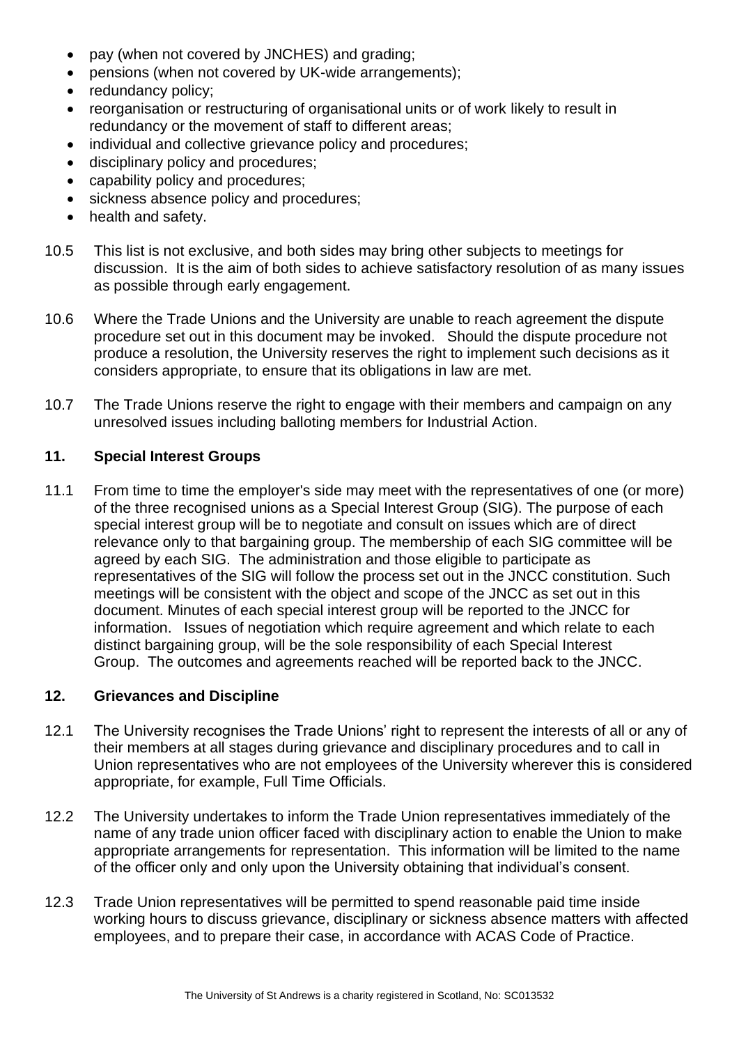- pay (when not covered by JNCHES) and grading;
- pensions (when not covered by UK-wide arrangements);
- redundancy policy;
- reorganisation or restructuring of organisational units or of work likely to result in redundancy or the movement of staff to different areas;
- individual and collective grievance policy and procedures;
- disciplinary policy and procedures;
- capability policy and procedures;
- sickness absence policy and procedures;
- health and safety.

10.5 This list is not exclusive, and both sides may bring other subjects to meetings for discussion. It is the aim of both sides to achieve satisfactory resolution of as many issues as possible through early engagement.

10.6 Where the Trade Unions and the University are unable to reach agreement the dispute procedure set out in this document may be invoked. Should the dispute procedure not produce a resolution, the University reserves the right to implement such decisions as it considers appropriate, to ensure that its obligations in law are met.

10.7 The Trade Unions reserve the right to engage with their members and campaign on any unresolved issues including balloting members for Industrial Action.

## 11. Special Interest Groups

11.1 From time to time the employer's side may meet with the representatives of one (or more) of the three recognised unions as a Special Interest Group (SIG). The purpose of each special interest group will be to negotiate and consult on issues which are of direct relevance only to that bargaining group. The membership of each SIG committee will be agreed by each SIG. The administration and those eligible to participate as representatives of the SIG will follow the process set out in the JNCC constitution. Such meetings will be consistent with the object and scope of the JNCC as set out in this document. Minutes of each special interest group will be reported to the JNCC for information. Issues of negotiation which require agreement and which relate to each distinct bargaining group, will be the sole responsibility of each Special Interest Group. The outcomes and agreements reached will be reported back to the JNCC.

## 12. Grievances and Discipline

12.1 The University recognises the Trade Unions' right to represent the interests of all or any of their members at all stages during grievance and disciplinary procedures and to call in Union representatives who are not employees of the University wherever this is considered appropriate, for example, Full Time Officials.

12.2 The University undertakes to inform the Trade Union representatives immediately of the name of any trade union officer faced with disciplinary action to enable the Union to make appropriate arrangements for representation. This information will be limited to the name of the officer only and only upon the University obtaining that individual's consent.

12.3 Trade Union representatives will be permitted to spend reasonable paid time inside working hours to discuss grievance, disciplinary or sickness absence matters with affected employees, and to prepare their case, in accordance with ACAS Code of Practice.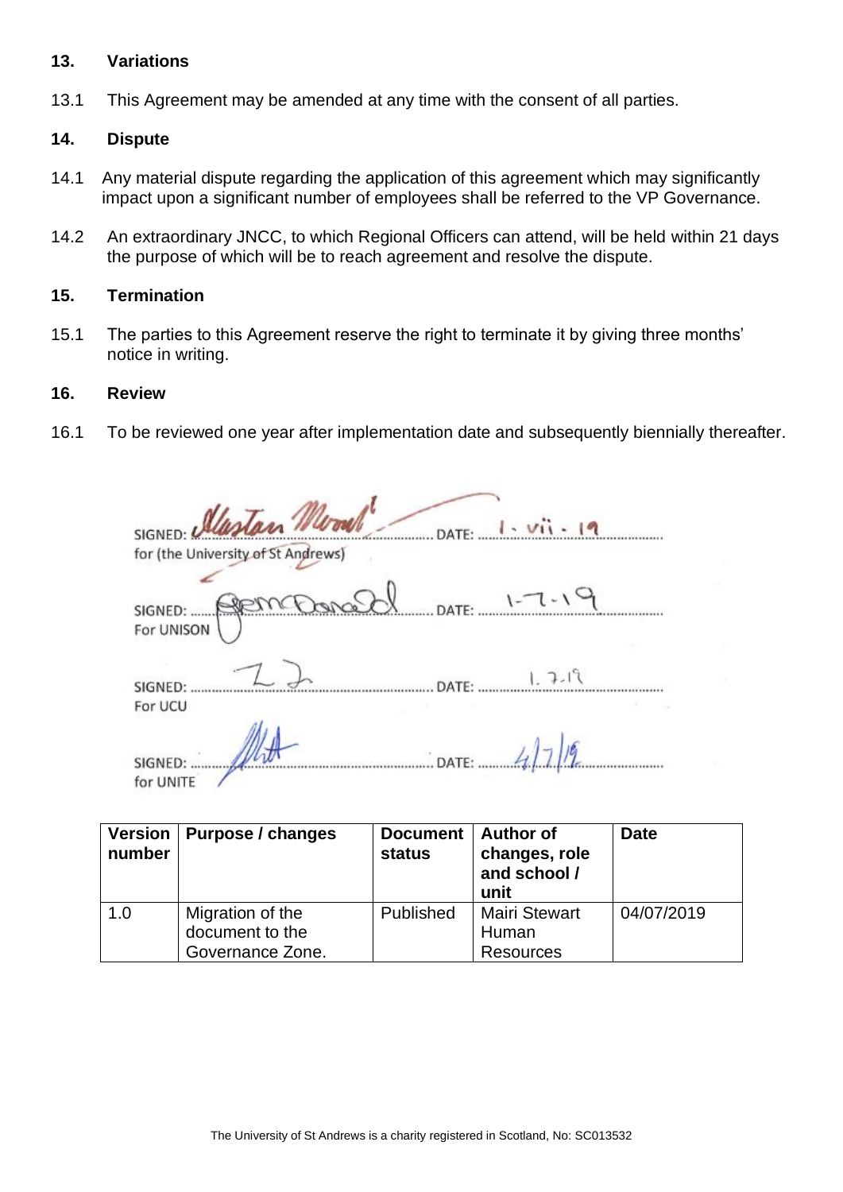## 13. Variations

13.1 This Agreement may be amended at any time with the consent of all parties.

## 14. Dispute

14.1 Any material dispute regarding the application of this agreement which may significantly impact upon a significant number of employees shall be referred to the VP Governance.

14.2 An extraordinary JNCC, to which Regional Officers can attend, will be held within 21 days the purpose of which will be to reach agreement and resolve the dispute.

## 15. Termination

15.1 The parties to this Agreement reserve the right to terminate it by giving three months' notice in writing.

## 16. Review

16.1 To be reviewed one year after implementation date and subsequently biennially thereafter.

SIGNED: Alastair Merrill DATE: 1 . vii . 19
for (the University of St Andrews)

SIGNED: G McDonald DATE: 1-7-19
For UNISON

SIGNED: ........ DATE: 1.7.19
For UCU

SIGNED: ........ DATE: 4/7/19
for UNITE

| Version number | Purpose / changes | Document status | Author of changes, role and school / unit | Date |
|---|---|---|---|---|
| 1.0 | Migration of the document to the Governance Zone. | Published | Mairi Stewart Human Resources | 04/07/2019 |

The University of St Andrews is a charity registered in Scotland, No: SC013532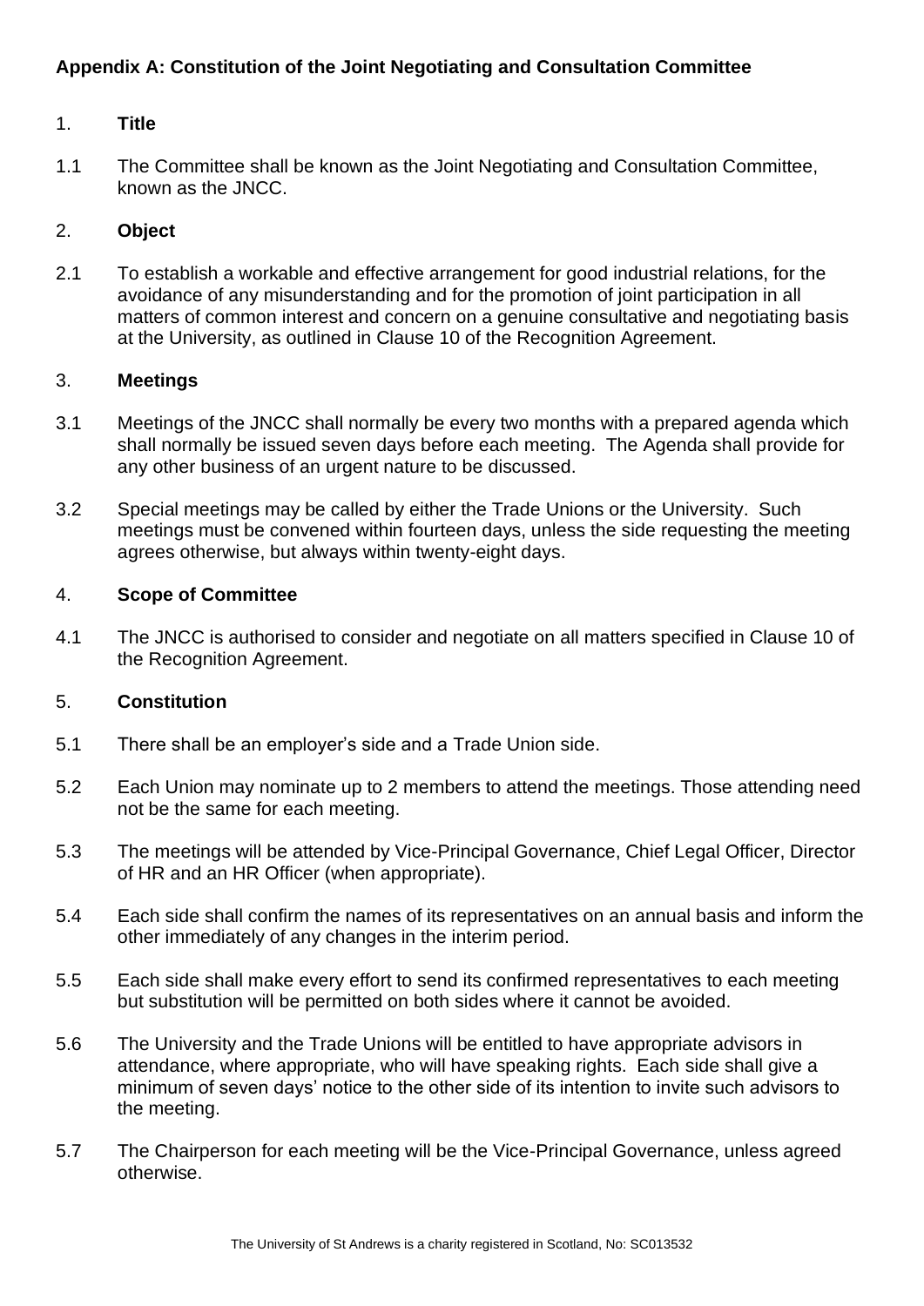## Appendix A: Constitution of the Joint Negotiating and Consultation Committee

1. **Title**

1.1 The Committee shall be known as the Joint Negotiating and Consultation Committee, known as the JNCC.

2. **Object**

2.1 To establish a workable and effective arrangement for good industrial relations, for the avoidance of any misunderstanding and for the promotion of joint participation in all matters of common interest and concern on a genuine consultative and negotiating basis at the University, as outlined in Clause 10 of the Recognition Agreement.

3. **Meetings**

3.1 Meetings of the JNCC shall normally be every two months with a prepared agenda which shall normally be issued seven days before each meeting. The Agenda shall provide for any other business of an urgent nature to be discussed.

3.2 Special meetings may be called by either the Trade Unions or the University. Such meetings must be convened within fourteen days, unless the side requesting the meeting agrees otherwise, but always within twenty-eight days.

4. **Scope of Committee**

4.1 The JNCC is authorised to consider and negotiate on all matters specified in Clause 10 of the Recognition Agreement.

5. **Constitution**

5.1 There shall be an employer's side and a Trade Union side.

5.2 Each Union may nominate up to 2 members to attend the meetings. Those attending need not be the same for each meeting.

5.3 The meetings will be attended by Vice-Principal Governance, Chief Legal Officer, Director of HR and an HR Officer (when appropriate).

5.4 Each side shall confirm the names of its representatives on an annual basis and inform the other immediately of any changes in the interim period.

5.5 Each side shall make every effort to send its confirmed representatives to each meeting but substitution will be permitted on both sides where it cannot be avoided.

5.6 The University and the Trade Unions will be entitled to have appropriate advisors in attendance, where appropriate, who will have speaking rights. Each side shall give a minimum of seven days' notice to the other side of its intention to invite such advisors to the meeting.

5.7 The Chairperson for each meeting will be the Vice-Principal Governance, unless agreed otherwise.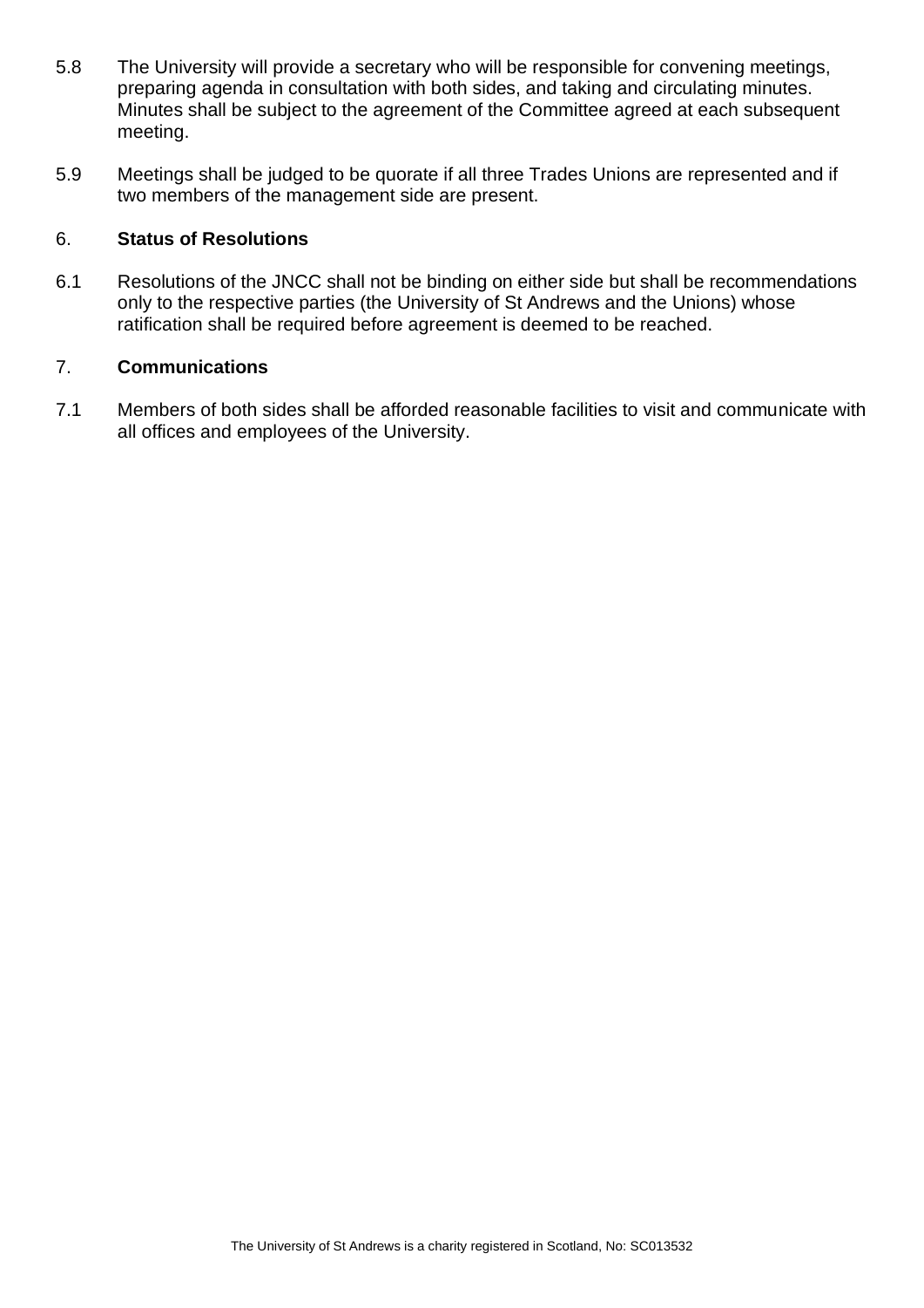5.8 The University will provide a secretary who will be responsible for convening meetings, preparing agenda in consultation with both sides, and taking and circulating minutes. Minutes shall be subject to the agreement of the Committee agreed at each subsequent meeting.

5.9 Meetings shall be judged to be quorate if all three Trades Unions are represented and if two members of the management side are present.

## 6. Status of Resolutions

6.1 Resolutions of the JNCC shall not be binding on either side but shall be recommendations only to the respective parties (the University of St Andrews and the Unions) whose ratification shall be required before agreement is deemed to be reached.

## 7. Communications

7.1 Members of both sides shall be afforded reasonable facilities to visit and communicate with all offices and employees of the University.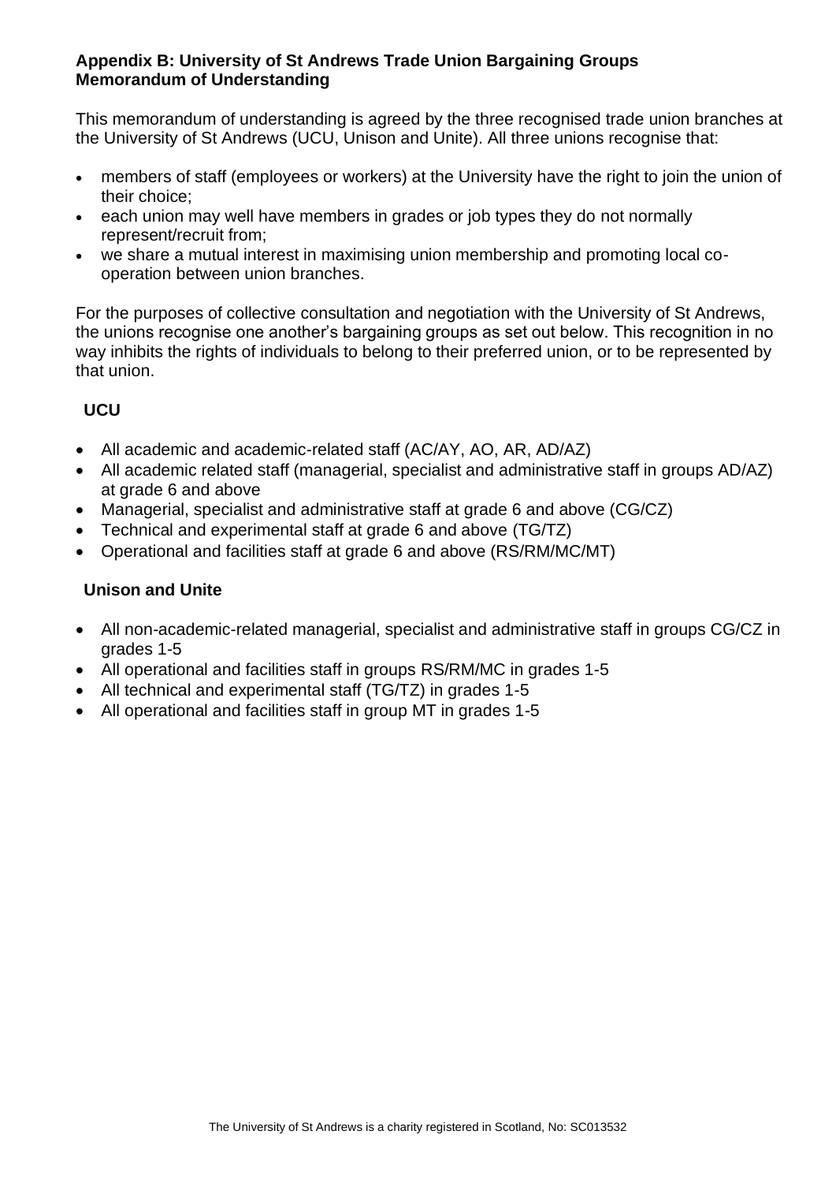**Appendix B: University of St Andrews Trade Union Bargaining Groups Memorandum of Understanding**

This memorandum of understanding is agreed by the three recognised trade union branches at the University of St Andrews (UCU, Unison and Unite). All three unions recognise that:

- members of staff (employees or workers) at the University have the right to join the union of their choice;
- each union may well have members in grades or job types they do not normally represent/recruit from;
- we share a mutual interest in maximising union membership and promoting local co-operation between union branches.

For the purposes of collective consultation and negotiation with the University of St Andrews, the unions recognise one another's bargaining groups as set out below. This recognition in no way inhibits the rights of individuals to belong to their preferred union, or to be represented by that union.

**UCU**

- All academic and academic-related staff (AC/AY, AO, AR, AD/AZ)
- All academic related staff (managerial, specialist and administrative staff in groups AD/AZ) at grade 6 and above
- Managerial, specialist and administrative staff at grade 6 and above (CG/CZ)
- Technical and experimental staff at grade 6 and above (TG/TZ)
- Operational and facilities staff at grade 6 and above (RS/RM/MC/MT)

**Unison and Unite**

- All non-academic-related managerial, specialist and administrative staff in groups CG/CZ in grades 1-5
- All operational and facilities staff in groups RS/RM/MC in grades 1-5
- All technical and experimental staff (TG/TZ) in grades 1-5
- All operational and facilities staff in group MT in grades 1-5

The University of St Andrews is a charity registered in Scotland, No: SC013532